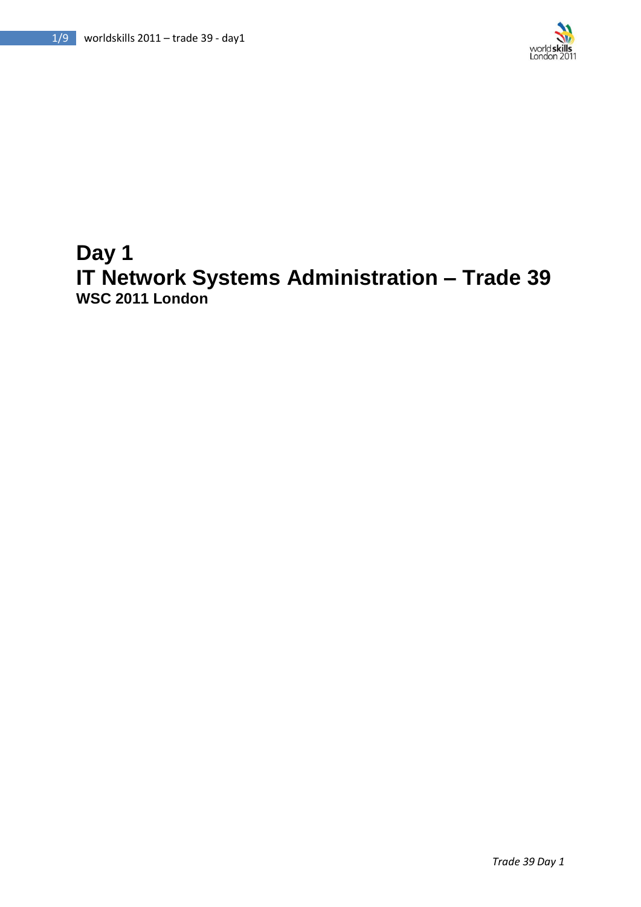# Day 1

# IT Network Systems Administration – Trade 39

### WSC 2011 London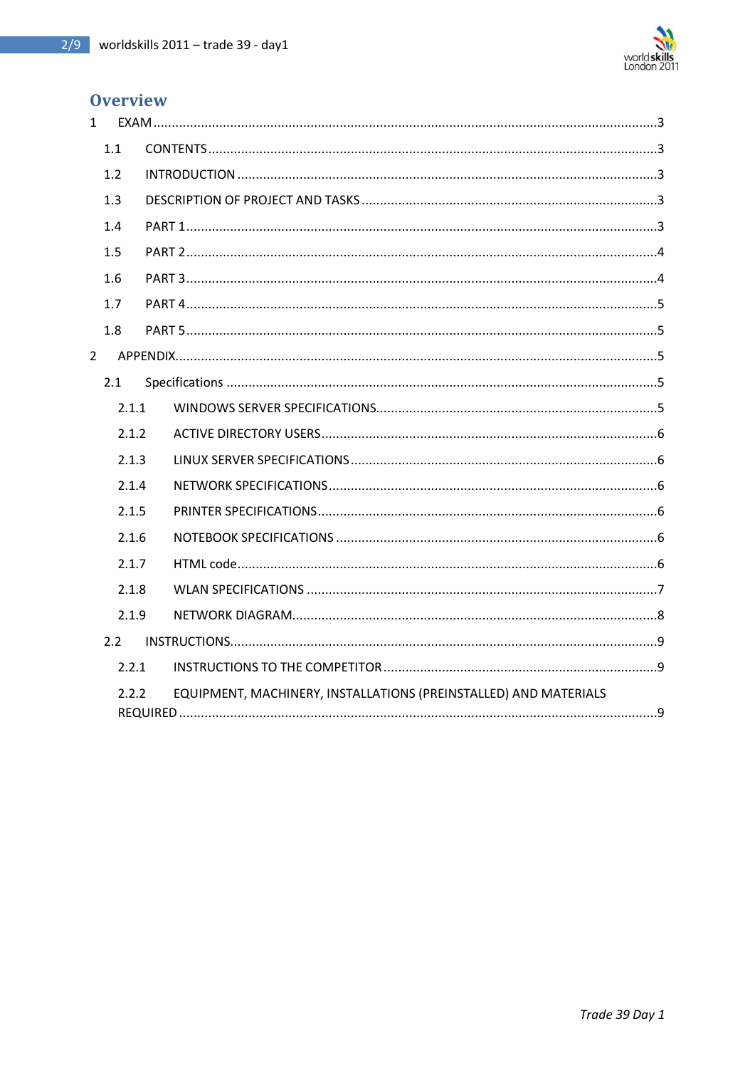# Overview

1 EXAM ........................................................................................................................3

1.1 CONTENTS .........................................................................................................................3

1.2 INTRODUCTION .................................................................................................................3

1.3 DESCRIPTION OF PROJECT AND TASKS ...............................................................................3

1.4 PART 1 ...............................................................................................................................3

1.5 PART 2 ...............................................................................................................................4

1.6 PART 3 ...............................................................................................................................4

1.7 PART 4 ...............................................................................................................................5

1.8 PART 5 ...............................................................................................................................5

2 APPENDIX...................................................................................................................................5

2.1 Specifications ....................................................................................................................5

2.1.1 WINDOWS SERVER SPECIFICATIONS............................................................................5

2.1.2 ACTIVE DIRECTORY USERS...........................................................................................6

2.1.3 LINUX SERVER SPECIFICATIONS ..................................................................................6

2.1.4 NETWORK SPECIFICATIONS .........................................................................................6

2.1.5 PRINTER SPECIFICATIONS ............................................................................................6

2.1.6 NOTEBOOK SPECIFICATIONS .......................................................................................6

2.1.7 HTML code..................................................................................................................6

2.1.8 WLAN SPECIFICATIONS ...............................................................................................7

2.1.9 NETWORK DIAGRAM...................................................................................................8

2.2 INSTRUCTIONS...................................................................................................................9

2.2.1 INSTRUCTIONS TO THE COMPETITOR ..........................................................................9

2.2.2 EQUIPMENT, MACHINERY, INSTALLATIONS (PREINSTALLED) AND MATERIALS REQUIRED .................................................................................................................................9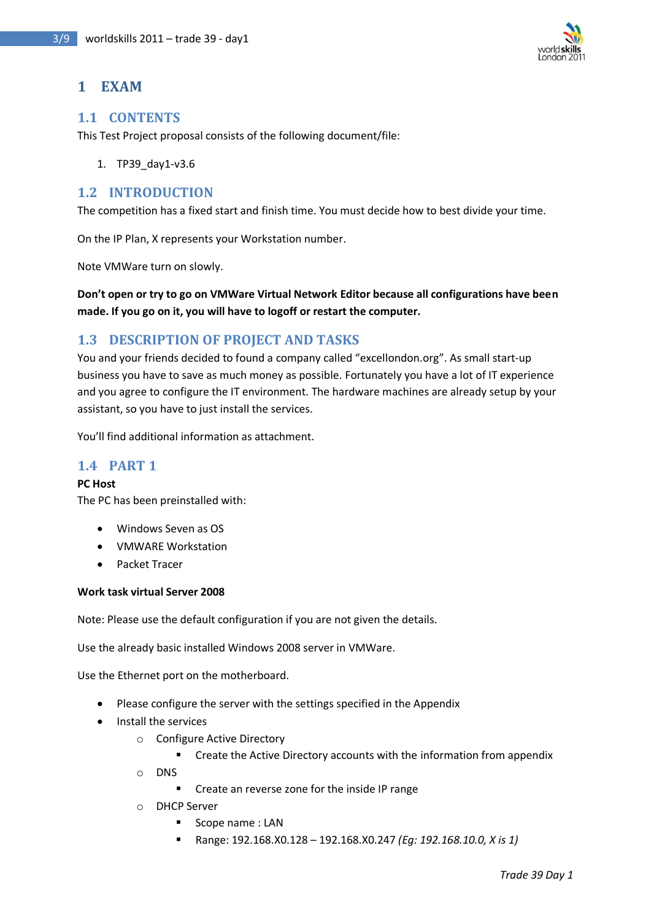# 1 EXAM

## 1.1 CONTENTS

This Test Project proposal consists of the following document/file:

1. TP39_day1-v3.6

## 1.2 INTRODUCTION

The competition has a fixed start and finish time. You must decide how to best divide your time.

On the IP Plan, X represents your Workstation number.

Note VMWare turn on slowly.

**Don't open or try to go on VMWare Virtual Network Editor because all configurations have been made. If you go on it, you will have to logoff or restart the computer.**

## 1.3 DESCRIPTION OF PROJECT AND TASKS

You and your friends decided to found a company called "excellondon.org". As small start-up business you have to save as much money as possible. Fortunately you have a lot of IT experience and you agree to configure the IT environment. The hardware machines are already setup by your assistant, so you have to just install the services.

You'll find additional information as attachment.

## 1.4 PART 1

**PC Host**

The PC has been preinstalled with:

- Windows Seven as OS
- VMWARE Workstation
- Packet Tracer

**Work task virtual Server 2008**

Note: Please use the default configuration if you are not given the details.

Use the already basic installed Windows 2008 server in VMWare.

Use the Ethernet port on the motherboard.

- Please configure the server with the settings specified in the Appendix
- Install the services
  - Configure Active Directory
    - Create the Active Directory accounts with the information from appendix
  - DNS
    - Create an reverse zone for the inside IP range
  - DHCP Server
    - Scope name : LAN
    - Range: 192.168.X0.128 – 192.168.X0.247 *(Eg: 192.168.10.0, X is 1)*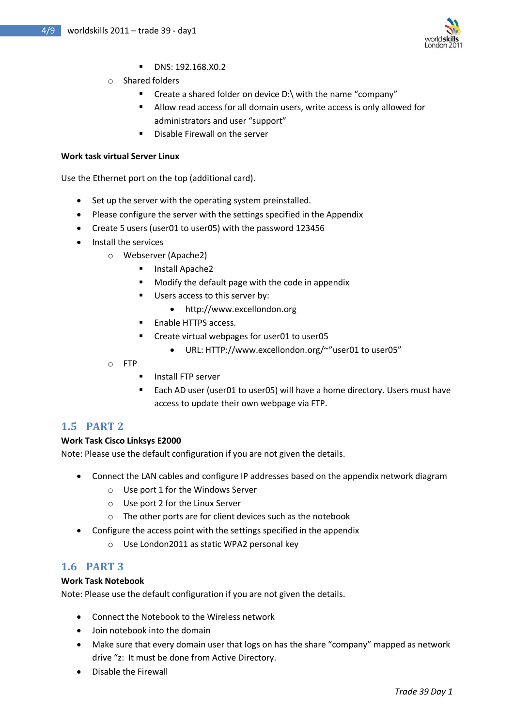- DNS: 192.168.X0.2
    - Shared folders
        - Create a shared folder on device D:\ with the name “company”
        - Allow read access for all domain users, write access is only allowed for administrators and user “support”
        - Disable Firewall on the server

**Work task virtual Server Linux**

Use the Ethernet port on the top (additional card).

- Set up the server with the operating system preinstalled.
- Please configure the server with the settings specified in the Appendix
- Create 5 users (user01 to user05) with the password 123456
- Install the services
    - Webserver (Apache2)
        - Install Apache2
        - Modify the default page with the code in appendix
        - Users access to this server by:
            - http://www.excellondon.org
        - Enable HTTPS access.
        - Create virtual webpages for user01 to user05
            - URL: HTTP://www.excellondon.org/~”user01 to user05”
    - FTP
        - Install FTP server
        - Each AD user (user01 to user05) will have a home directory. Users must have access to update their own webpage via FTP.

## 1.5 PART 2

**Work Task Cisco Linksys E2000**

Note: Please use the default configuration if you are not given the details.

- Connect the LAN cables and configure IP addresses based on the appendix network diagram
    - Use port 1 for the Windows Server
    - Use port 2 for the Linux Server
    - The other ports are for client devices such as the notebook
- Configure the access point with the settings specified in the appendix
    - Use London2011 as static WPA2 personal key

## 1.6 PART 3

**Work Task Notebook**

Note: Please use the default configuration if you are not given the details.

- Connect the Notebook to the Wireless network
- Join notebook into the domain
- Make sure that every domain user that logs on has the share “company” mapped as network drive “z: It must be done from Active Directory.
- Disable the Firewall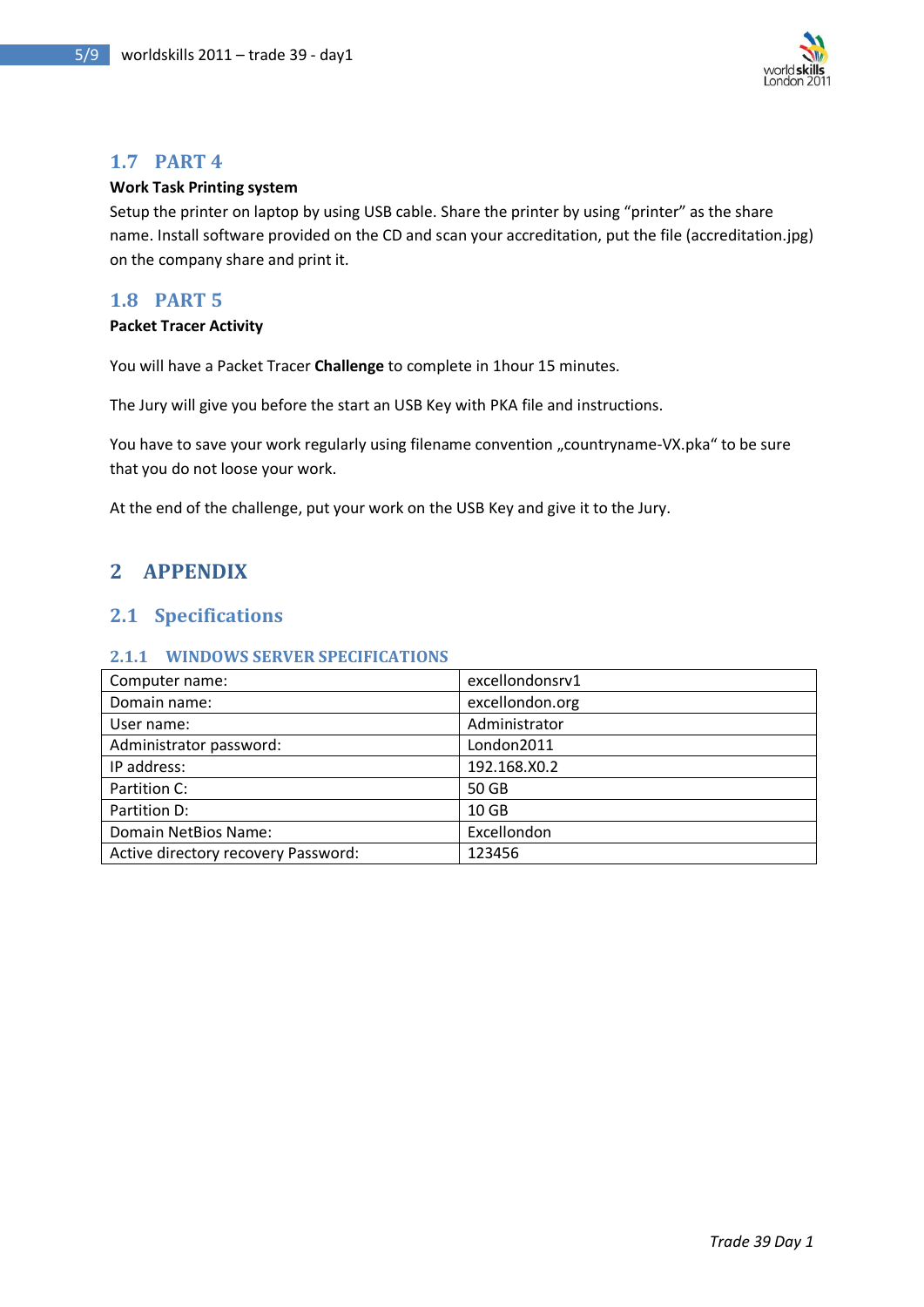## 1.7 PART 4

**Work Task Printing system**

Setup the printer on laptop by using USB cable. Share the printer by using “printer” as the share name. Install software provided on the CD and scan your accreditation, put the file (accreditation.jpg) on the company share and print it.

## 1.8 PART 5

**Packet Tracer Activity**

You will have a Packet Tracer **Challenge** to complete in 1hour 15 minutes.

The Jury will give you before the start an USB Key with PKA file and instructions.

You have to save your work regularly using filename convention „countryname-VX.pka“ to be sure that you do not loose your work.

At the end of the challenge, put your work on the USB Key and give it to the Jury.

# 2 APPENDIX

## 2.1 Specifications

### 2.1.1 WINDOWS SERVER SPECIFICATIONS

| | |
|---|---|
| Computer name: | excellondonsrv1 |
| Domain name: | excellondon.org |
| User name: | Administrator |
| Administrator password: | London2011 |
| IP address: | 192.168.X0.2 |
| Partition C: | 50 GB |
| Partition D: | 10 GB |
| Domain NetBios Name: | Excellondon |
| Active directory recovery Password: | 123456 |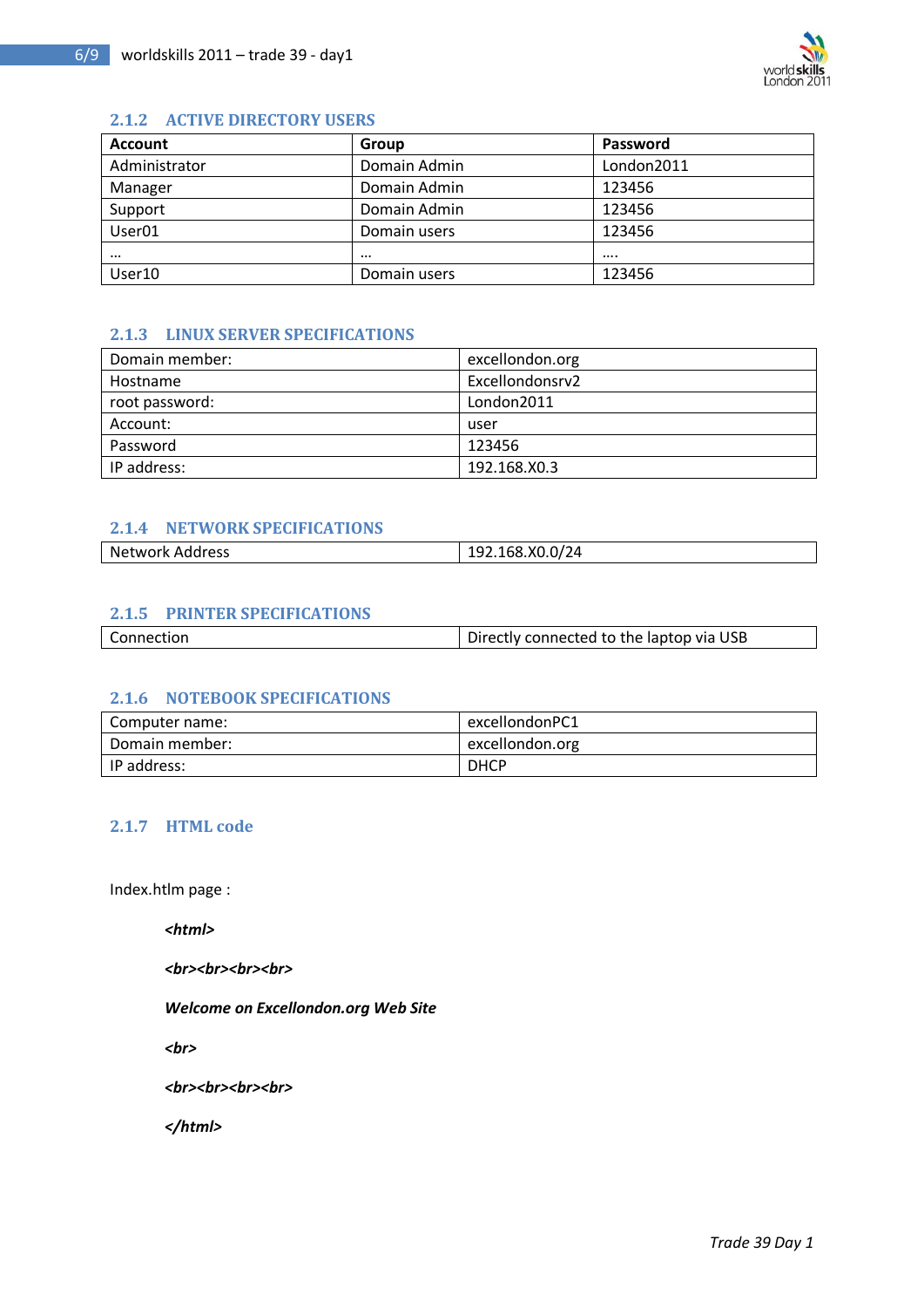### 2.1.2 ACTIVE DIRECTORY USERS

| Account | Group | Password |
|---|---|---|
| Administrator | Domain Admin | London2011 |
| Manager | Domain Admin | 123456 |
| Support | Domain Admin | 123456 |
| User01 | Domain users | 123456 |
| … | … | …. |
| User10 | Domain users | 123456 |

### 2.1.3 LINUX SERVER SPECIFICATIONS

| Domain member: | excellondon.org |
|---|---|
| Hostname | Excellondonsrv2 |
| root password: | London2011 |
| Account: | user |
| Password | 123456 |
| IP address: | 192.168.X0.3 |

### 2.1.4 NETWORK SPECIFICATIONS

| Network Address | 192.168.X0.0/24 |
|---|---|

### 2.1.5 PRINTER SPECIFICATIONS

| Connection | Directly connected to the laptop via USB |
|---|---|

### 2.1.6 NOTEBOOK SPECIFICATIONS

| Computer name: | excellondonPC1 |
|---|---|
| Domain member: | excellondon.org |
| IP address: | DHCP |

### 2.1.7 HTML code

Index.htlm page :

```
<html>

<br><br><br><br>

Welcome on Excellondon.org Web Site

<br>

<br><br><br><br>

</html>
```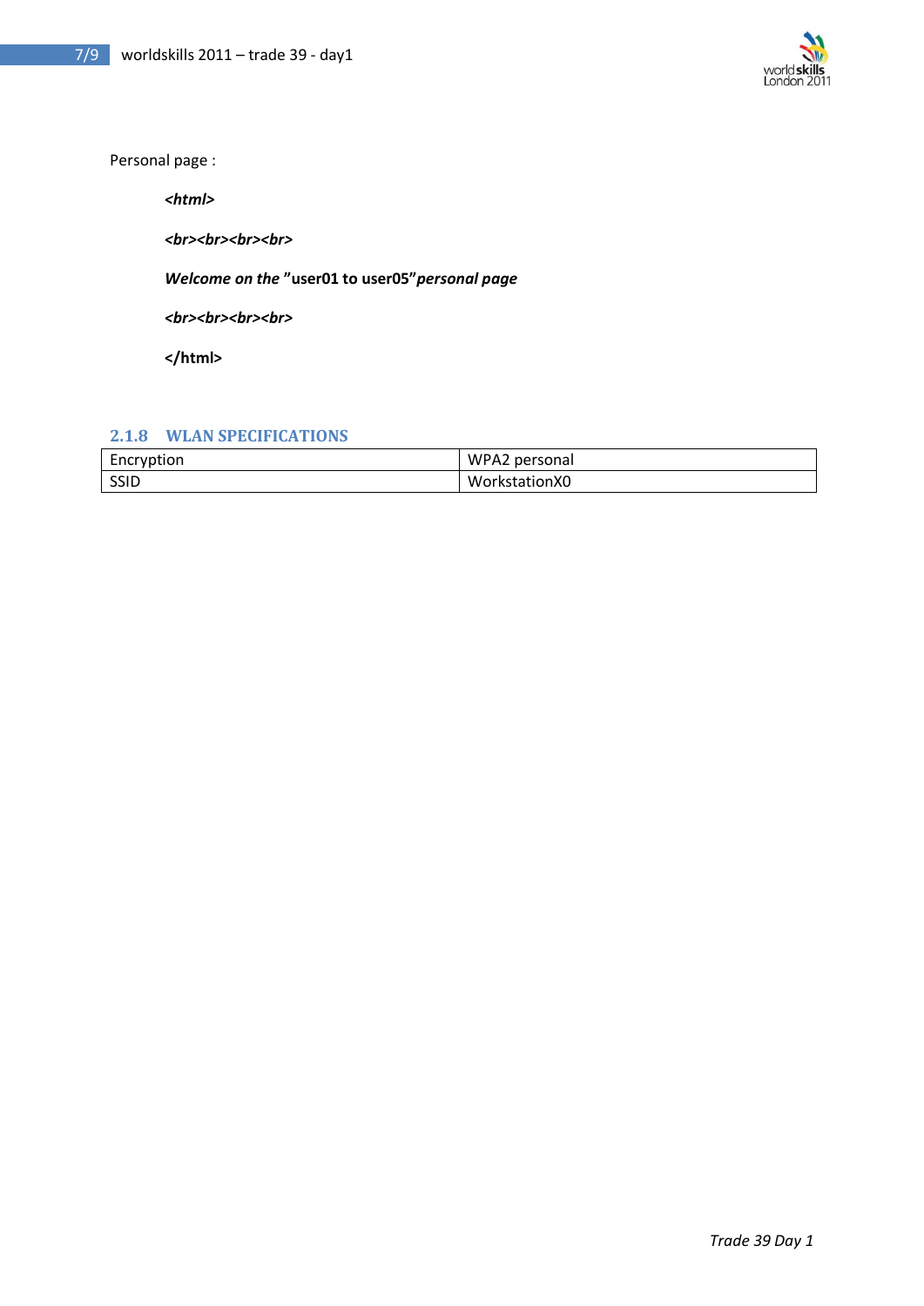Personal page :

***<html>***

***<br><br><br><br>***

***Welcome on the* "user01 to user05"*personal page***

***<br><br><br><br>***

**</html>**

### 2.1.8 WLAN SPECIFICATIONS

| Encryption | WPA2 personal |
|---|---|
| SSID | WorkstationX0 |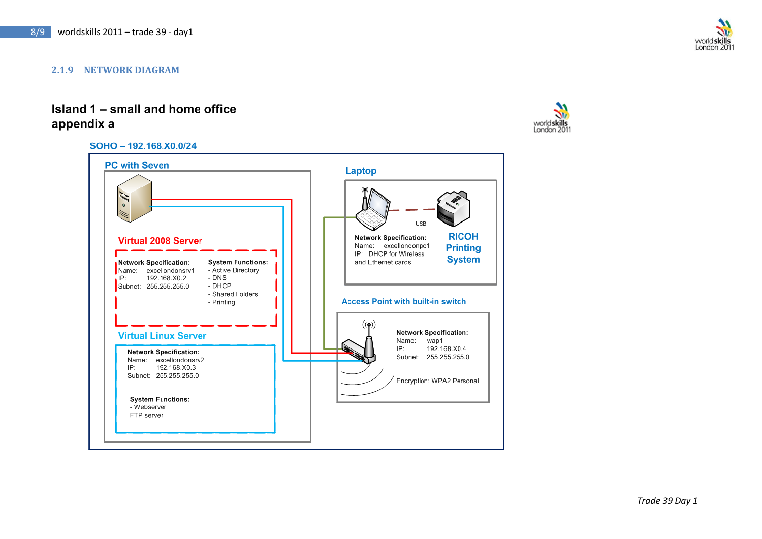### 2.1.9 NETWORK DIAGRAM

## Island 1 – small and home office appendix a

**SOHO – 192.168.X0.0/24**

**PC with Seven**

**Virtual 2008 Server**

**Network Specification:**
Name: excellondonsrv1
IP: 192.168.X0.2
Subnet: 255.255.255.0

**System Functions:**
- Active Directory
- DNS
- DHCP
- Shared Folders
- Printing

**Virtual Linux Server**

**Network Specification:**
Name: excellondonsrv2
IP: 192.168.X0.3
Subnet: 255.255.255.0

**System Functions:**
- Webserver
FTP server

**Laptop**

USB

**Network Specification:**
Name: excellondonpc1
IP: DHCP for Wireless and Ethernet cards

**RICOH Printing System**

**Access Point with built-in switch**

**Network Specification:**
Name: wap1
IP: 192.168.X0.4
Subnet: 255.255.255.0

Encryption: WPA2 Personal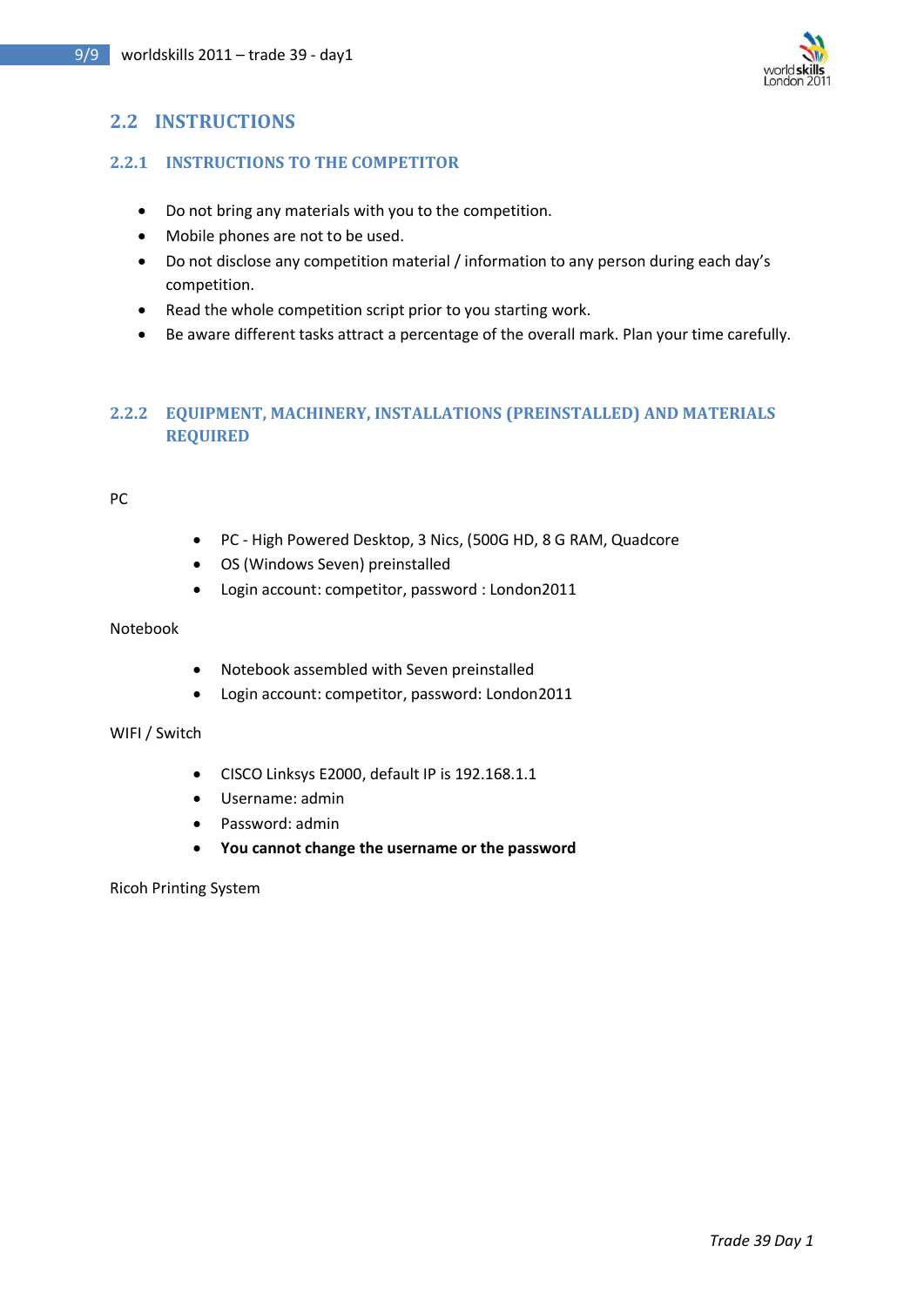## 2.2 INSTRUCTIONS

### 2.2.1 INSTRUCTIONS TO THE COMPETITOR

- Do not bring any materials with you to the competition.
- Mobile phones are not to be used.
- Do not disclose any competition material / information to any person during each day's competition.
- Read the whole competition script prior to you starting work.
- Be aware different tasks attract a percentage of the overall mark. Plan your time carefully.

### 2.2.2 EQUIPMENT, MACHINERY, INSTALLATIONS (PREINSTALLED) AND MATERIALS REQUIRED

PC

- PC - High Powered Desktop, 3 Nics, (500G HD, 8 G RAM, Quadcore
- OS (Windows Seven) preinstalled
- Login account: competitor, password : London2011

Notebook

- Notebook assembled with Seven preinstalled
- Login account: competitor, password: London2011

WIFI / Switch

- CISCO Linksys E2000, default IP is 192.168.1.1
- Username: admin
- Password: admin
- **You cannot change the username or the password**

Ricoh Printing System